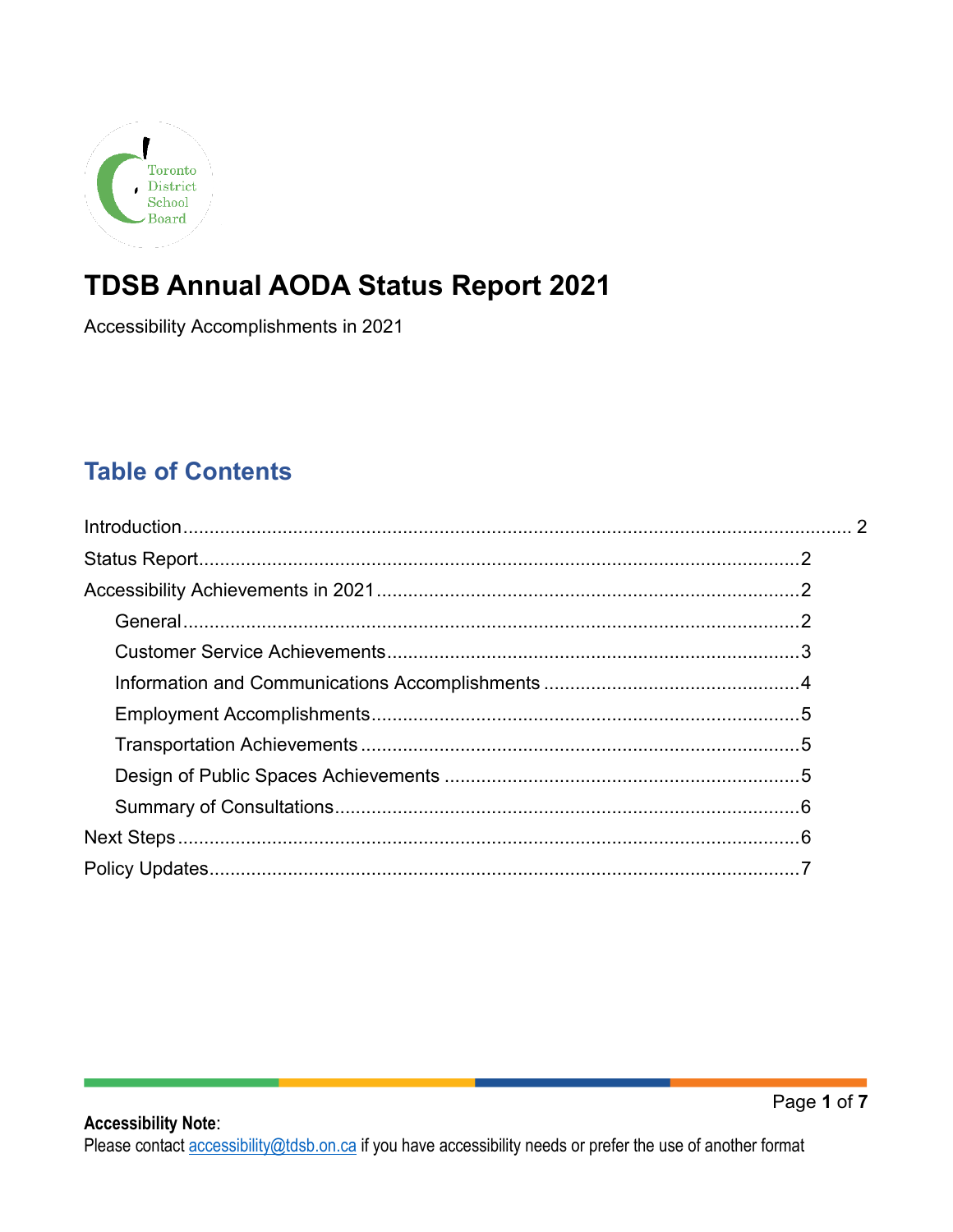# TDSB Annual AODA Status Report 2021

Accessibility Accomplishments in 2021

## Table of Contents

Introduction.......................................................................................................... 2

Status Report.........................................................................................................2

Accessibility Achievements in 2021 ......................................................................2

- General ..........................................................................................................2
- Customer Service Achievements ...................................................................3
- Information and Communications Accomplishments .....................................4
- Employment Accomplishments ......................................................................5
- Transportation Achievements ........................................................................5
- Design of Public Spaces Achievements .........................................................5
- Summary of Consultations .............................................................................6

Next Steps ............................................................................................................6

Policy Updates .......................................................................................................7

**Accessibility Note**:
Please contact accessibility@tdsb.on.ca if you have accessibility needs or prefer the use of another format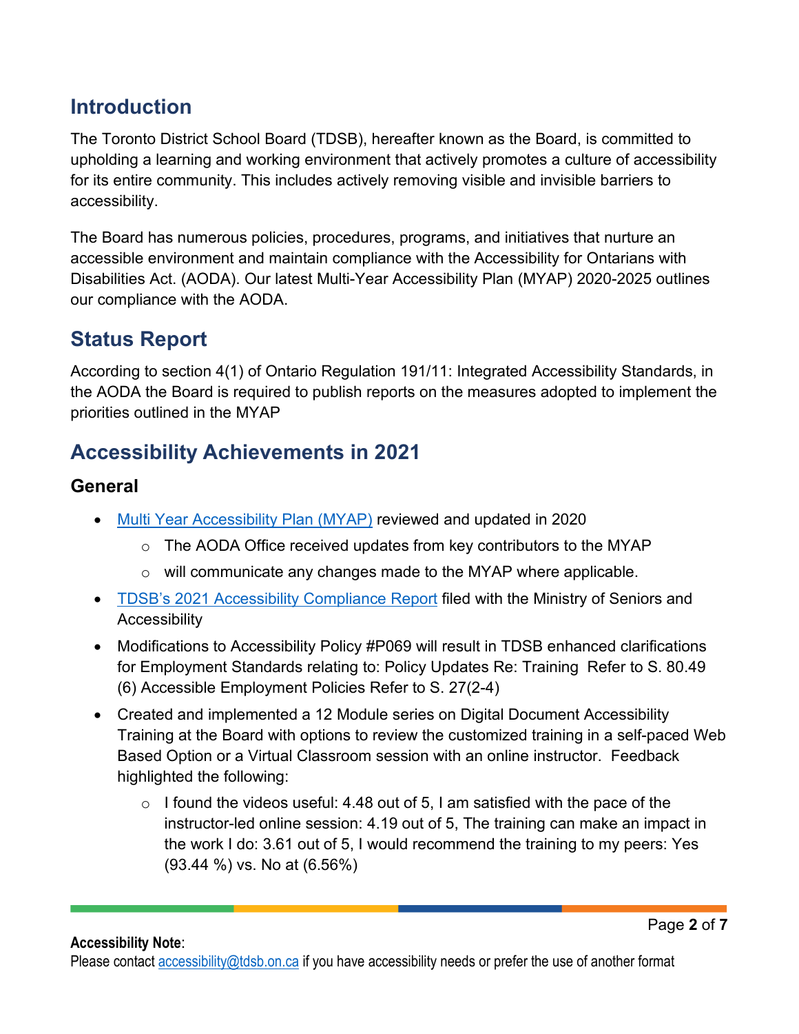## Introduction

The Toronto District School Board (TDSB), hereafter known as the Board, is committed to upholding a learning and working environment that actively promotes a culture of accessibility for its entire community. This includes actively removing visible and invisible barriers to accessibility.

The Board has numerous policies, procedures, programs, and initiatives that nurture an accessible environment and maintain compliance with the Accessibility for Ontarians with Disabilities Act. (AODA). Our latest Multi-Year Accessibility Plan (MYAP) 2020-2025 outlines our compliance with the AODA.

## Status Report

According to section 4(1) of Ontario Regulation 191/11: Integrated Accessibility Standards, in the AODA the Board is required to publish reports on the measures adopted to implement the priorities outlined in the MYAP

## Accessibility Achievements in 2021

### General

- Multi Year Accessibility Plan (MYAP) reviewed and updated in 2020
  - The AODA Office received updates from key contributors to the MYAP
  - will communicate any changes made to the MYAP where applicable.
- TDSB's 2021 Accessibility Compliance Report filed with the Ministry of Seniors and Accessibility
- Modifications to Accessibility Policy #P069 will result in TDSB enhanced clarifications for Employment Standards relating to: Policy Updates Re: Training Refer to S. 80.49 (6) Accessible Employment Policies Refer to S. 27(2-4)
- Created and implemented a 12 Module series on Digital Document Accessibility Training at the Board with options to review the customized training in a self-paced Web Based Option or a Virtual Classroom session with an online instructor. Feedback highlighted the following:
  - I found the videos useful: 4.48 out of 5, I am satisfied with the pace of the instructor-led online session: 4.19 out of 5, The training can make an impact in the work I do: 3.61 out of 5, I would recommend the training to my peers: Yes (93.44 %) vs. No at (6.56%)

**Accessibility Note**:
Please contact accessibility@tdsb.on.ca if you have accessibility needs or prefer the use of another format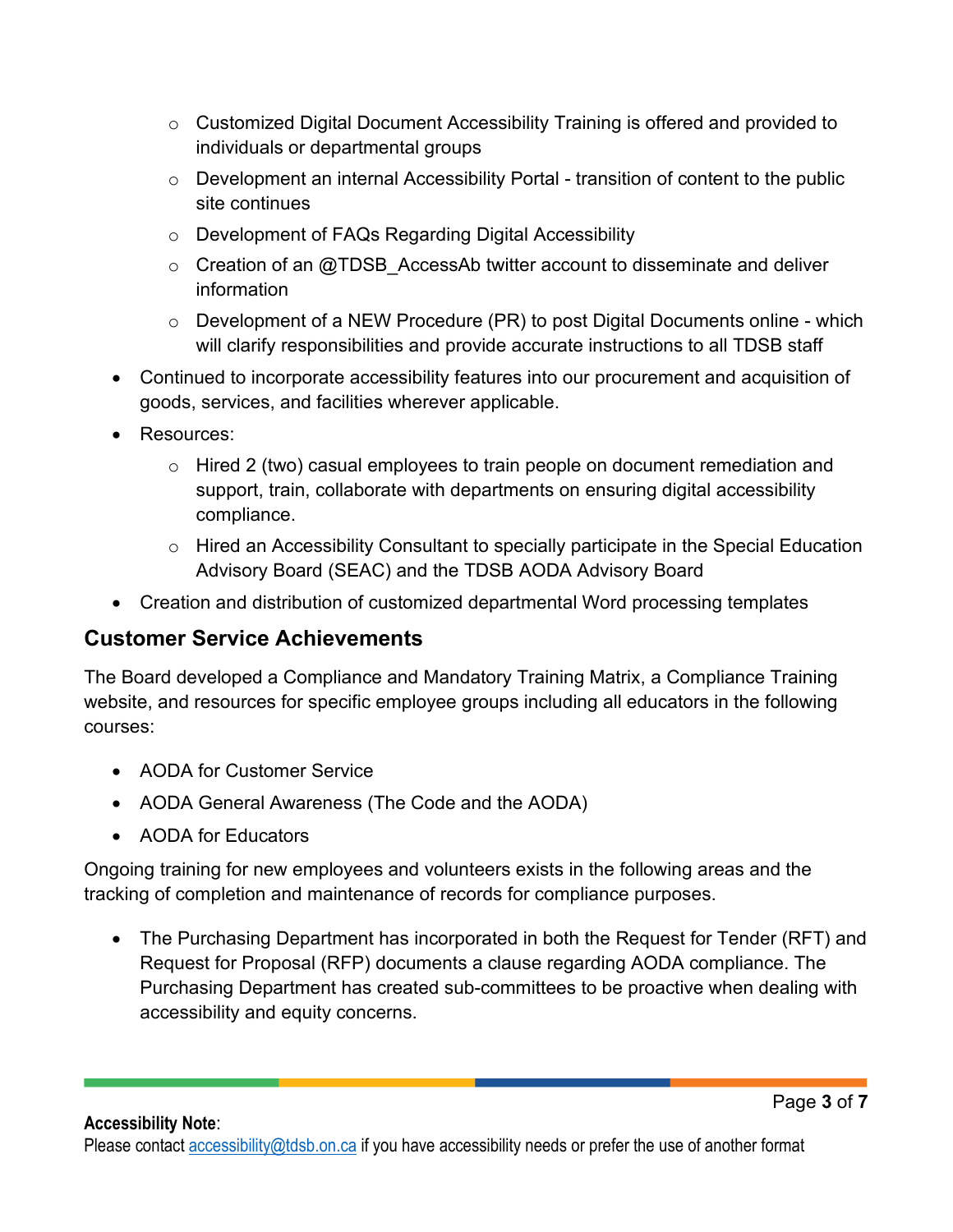- Customized Digital Document Accessibility Training is offered and provided to individuals or departmental groups
  - Development an internal Accessibility Portal - transition of content to the public site continues
  - Development of FAQs Regarding Digital Accessibility
  - Creation of an @TDSB_AccessAb twitter account to disseminate and deliver information
  - Development of a NEW Procedure (PR) to post Digital Documents online - which will clarify responsibilities and provide accurate instructions to all TDSB staff
- Continued to incorporate accessibility features into our procurement and acquisition of goods, services, and facilities wherever applicable.
- Resources:
  - Hired 2 (two) casual employees to train people on document remediation and support, train, collaborate with departments on ensuring digital accessibility compliance.
  - Hired an Accessibility Consultant to specially participate in the Special Education Advisory Board (SEAC) and the TDSB AODA Advisory Board
- Creation and distribution of customized departmental Word processing templates

## Customer Service Achievements

The Board developed a Compliance and Mandatory Training Matrix, a Compliance Training website, and resources for specific employee groups including all educators in the following courses:

- AODA for Customer Service
- AODA General Awareness (The Code and the AODA)
- AODA for Educators

Ongoing training for new employees and volunteers exists in the following areas and the tracking of completion and maintenance of records for compliance purposes.

- The Purchasing Department has incorporated in both the Request for Tender (RFT) and Request for Proposal (RFP) documents a clause regarding AODA compliance. The Purchasing Department has created sub-committees to be proactive when dealing with accessibility and equity concerns.

**Accessibility Note**:
Please contact accessibility@tdsb.on.ca if you have accessibility needs or prefer the use of another format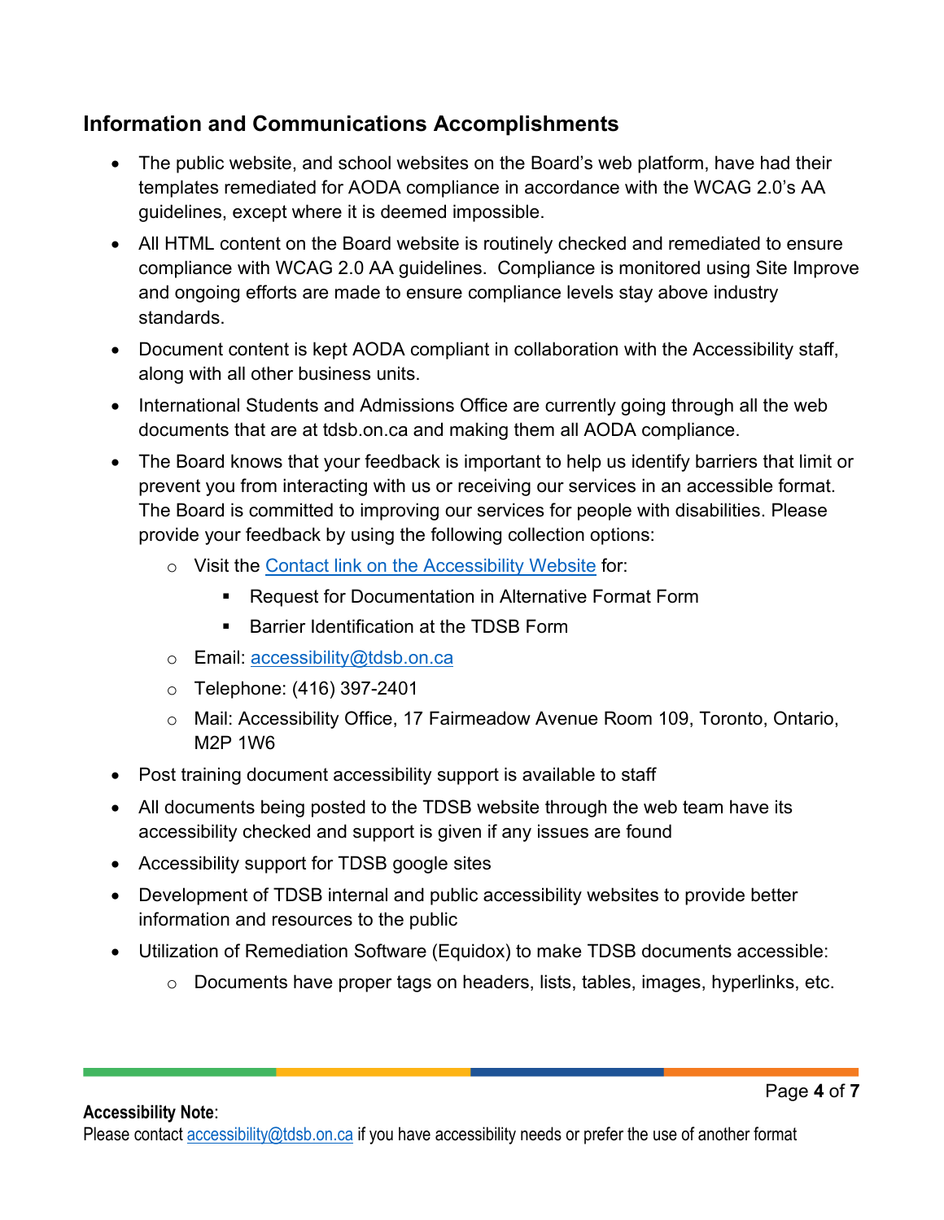## Information and Communications Accomplishments

- The public website, and school websites on the Board's web platform, have had their templates remediated for AODA compliance in accordance with the WCAG 2.0's AA guidelines, except where it is deemed impossible.
- All HTML content on the Board website is routinely checked and remediated to ensure compliance with WCAG 2.0 AA guidelines. Compliance is monitored using Site Improve and ongoing efforts are made to ensure compliance levels stay above industry standards.
- Document content is kept AODA compliant in collaboration with the Accessibility staff, along with all other business units.
- International Students and Admissions Office are currently going through all the web documents that are at tdsb.on.ca and making them all AODA compliance.
- The Board knows that your feedback is important to help us identify barriers that limit or prevent you from interacting with us or receiving our services in an accessible format. The Board is committed to improving our services for people with disabilities. Please provide your feedback by using the following collection options:
  - Visit the Contact link on the Accessibility Website for:
    - Request for Documentation in Alternative Format Form
    - Barrier Identification at the TDSB Form
  - Email: accessibility@tdsb.on.ca
  - Telephone: (416) 397-2401
  - Mail: Accessibility Office, 17 Fairmeadow Avenue Room 109, Toronto, Ontario, M2P 1W6
- Post training document accessibility support is available to staff
- All documents being posted to the TDSB website through the web team have its accessibility checked and support is given if any issues are found
- Accessibility support for TDSB google sites
- Development of TDSB internal and public accessibility websites to provide better information and resources to the public
- Utilization of Remediation Software (Equidox) to make TDSB documents accessible:
  - Documents have proper tags on headers, lists, tables, images, hyperlinks, etc.

**Accessibility Note**:
Please contact accessibility@tdsb.on.ca if you have accessibility needs or prefer the use of another format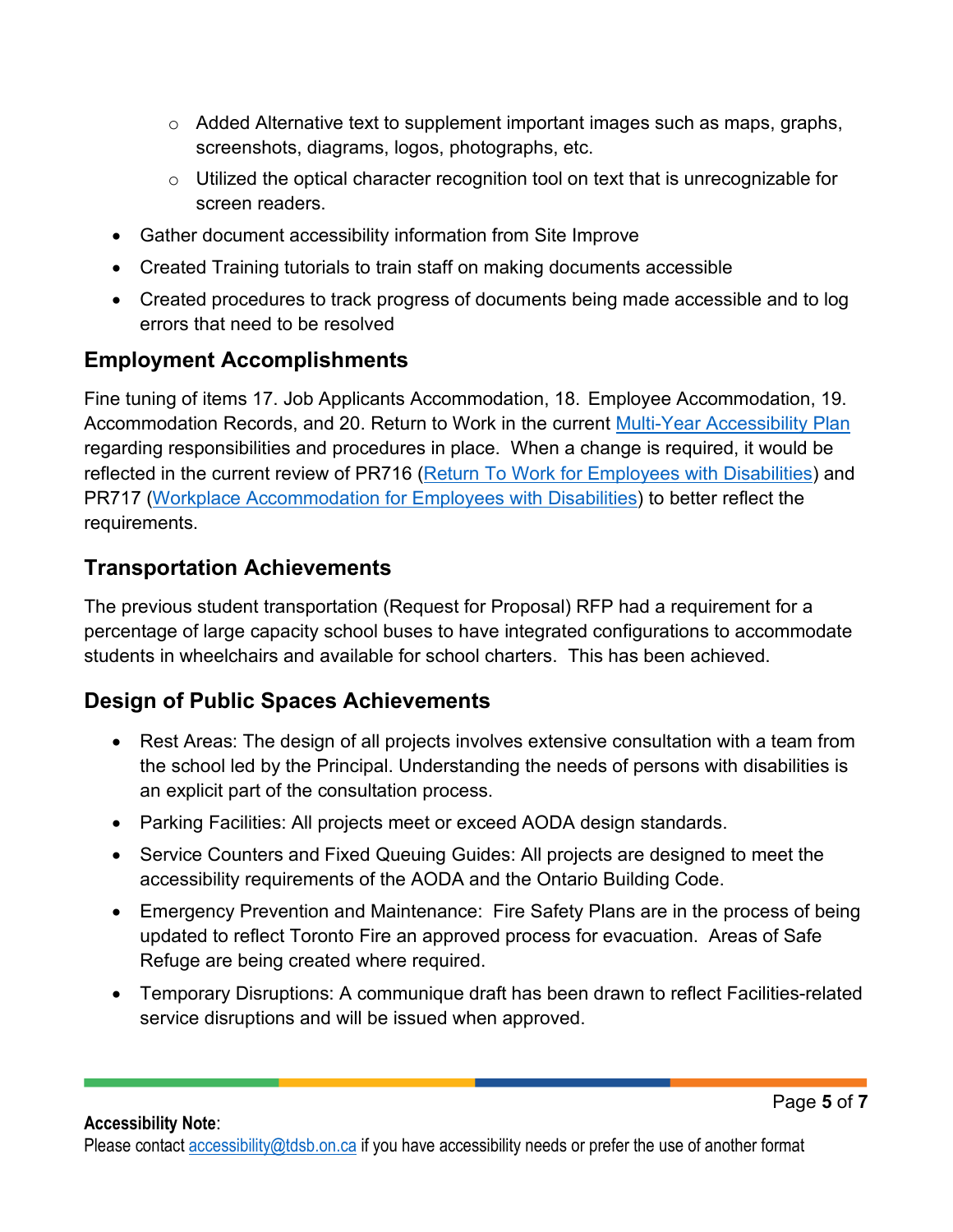- Added Alternative text to supplement important images such as maps, graphs, screenshots, diagrams, logos, photographs, etc.
    - Utilized the optical character recognition tool on text that is unrecognizable for screen readers.
- Gather document accessibility information from Site Improve
- Created Training tutorials to train staff on making documents accessible
- Created procedures to track progress of documents being made accessible and to log errors that need to be resolved

## Employment Accomplishments

Fine tuning of items 17. Job Applicants Accommodation, 18. Employee Accommodation, 19. Accommodation Records, and 20. Return to Work in the current Multi-Year Accessibility Plan regarding responsibilities and procedures in place. When a change is required, it would be reflected in the current review of PR716 (Return To Work for Employees with Disabilities) and PR717 (Workplace Accommodation for Employees with Disabilities) to better reflect the requirements.

## Transportation Achievements

The previous student transportation (Request for Proposal) RFP had a requirement for a percentage of large capacity school buses to have integrated configurations to accommodate students in wheelchairs and available for school charters. This has been achieved.

## Design of Public Spaces Achievements

- Rest Areas: The design of all projects involves extensive consultation with a team from the school led by the Principal. Understanding the needs of persons with disabilities is an explicit part of the consultation process.
- Parking Facilities: All projects meet or exceed AODA design standards.
- Service Counters and Fixed Queuing Guides: All projects are designed to meet the accessibility requirements of the AODA and the Ontario Building Code.
- Emergency Prevention and Maintenance: Fire Safety Plans are in the process of being updated to reflect Toronto Fire an approved process for evacuation. Areas of Safe Refuge are being created where required.
- Temporary Disruptions: A communique draft has been drawn to reflect Facilities-related service disruptions and will be issued when approved.

**Accessibility Note**:
Please contact accessibility@tdsb.on.ca if you have accessibility needs or prefer the use of another format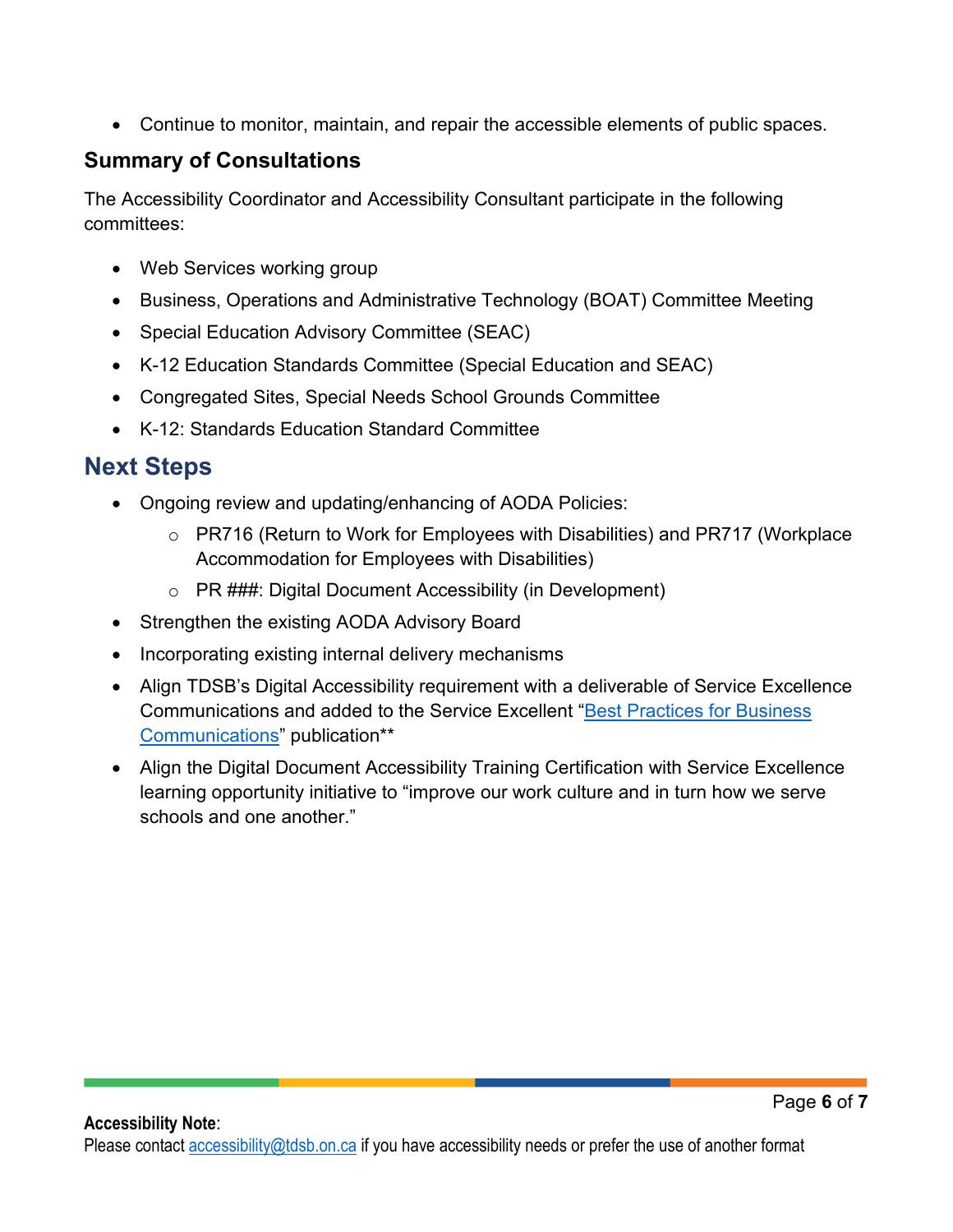- Continue to monitor, maintain, and repair the accessible elements of public spaces.

### Summary of Consultations

The Accessibility Coordinator and Accessibility Consultant participate in the following committees:

- Web Services working group
- Business, Operations and Administrative Technology (BOAT) Committee Meeting
- Special Education Advisory Committee (SEAC)
- K-12 Education Standards Committee (Special Education and SEAC)
- Congregated Sites, Special Needs School Grounds Committee
- K-12: Standards Education Standard Committee

## Next Steps

- Ongoing review and updating/enhancing of AODA Policies:
  - PR716 (Return to Work for Employees with Disabilities) and PR717 (Workplace Accommodation for Employees with Disabilities)
  - PR ###: Digital Document Accessibility (in Development)
- Strengthen the existing AODA Advisory Board
- Incorporating existing internal delivery mechanisms
- Align TDSB's Digital Accessibility requirement with a deliverable of Service Excellence Communications and added to the Service Excellent "[Best Practices for Business Communications]" publication**
- Align the Digital Document Accessibility Training Certification with Service Excellence learning opportunity initiative to "improve our work culture and in turn how we serve schools and one another."

**Accessibility Note**:
Please contact accessibility@tdsb.on.ca if you have accessibility needs or prefer the use of another format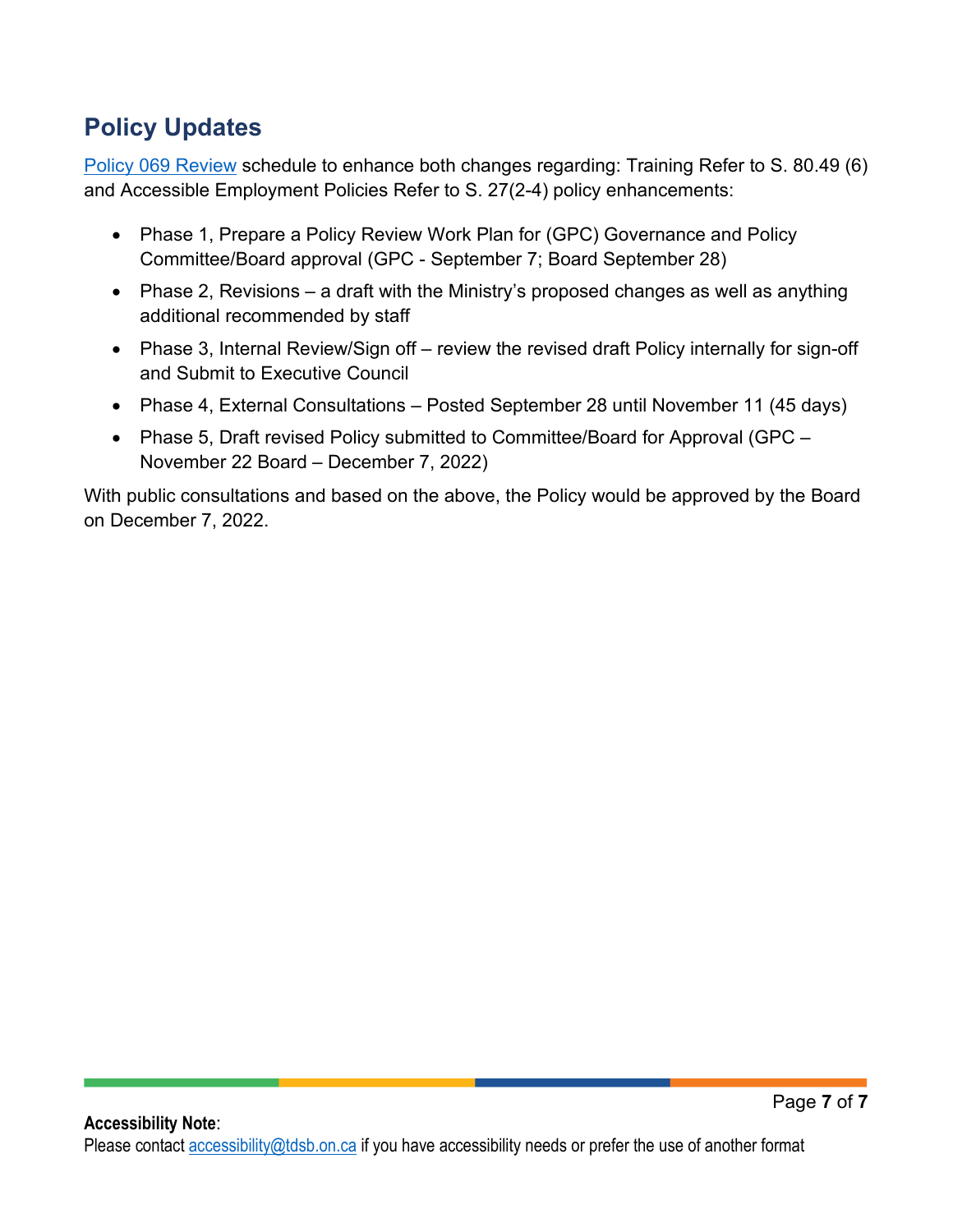## Policy Updates

[Policy 069 Review](#) schedule to enhance both changes regarding: Training Refer to S. 80.49 (6) and Accessible Employment Policies Refer to S. 27(2-4) policy enhancements:

- Phase 1, Prepare a Policy Review Work Plan for (GPC) Governance and Policy Committee/Board approval (GPC - September 7; Board September 28)
- Phase 2, Revisions – a draft with the Ministry's proposed changes as well as anything additional recommended by staff
- Phase 3, Internal Review/Sign off – review the revised draft Policy internally for sign-off and Submit to Executive Council
- Phase 4, External Consultations – Posted September 28 until November 11 (45 days)
- Phase 5, Draft revised Policy submitted to Committee/Board for Approval (GPC – November 22 Board – December 7, 2022)

With public consultations and based on the above, the Policy would be approved by the Board on December 7, 2022.

**Accessibility Note**:
Please contact accessibility@tdsb.on.ca if you have accessibility needs or prefer the use of another format